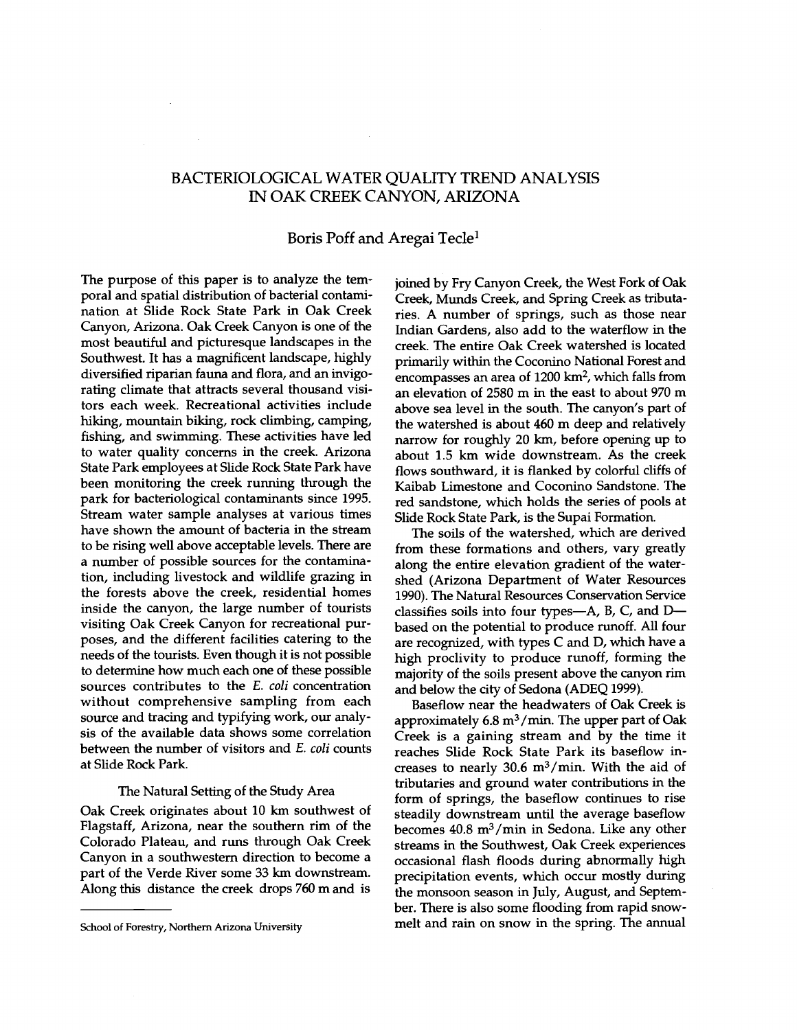# BACTERIOLOGICAL WATER QUALITY TREND ANALYSIS IN OAK CREEK CANYON, ARIZONA

Boris Poff and Aregai Tecle[1]

The purpose of this paper is to analyze the temporal and spatial distribution of bacterial contamination at Slide Rock State Park in Oak Creek Canyon, Arizona. Oak Creek Canyon is one of the most beautiful and picturesque landscapes in the Southwest. It has a magnificent landscape, highly diversified riparian fauna and flora, and an invigorating climate that attracts several thousand visitors each week. Recreational activities include hiking, mountain biking, rock climbing, camping, fishing, and swimming. These activities have led to water quality concerns in the creek. Arizona State Park employees at Slide Rock State Park have been monitoring the creek running through the park for bacteriological contaminants since 1995. Stream water sample analyses at various times have shown the amount of bacteria in the stream to be rising well above acceptable levels. There are a number of possible sources for the contamination, including livestock and wildlife grazing in the forests above the creek, residential homes inside the canyon, the large number of tourists visiting Oak Creek Canyon for recreational purposes, and the different facilities catering to the needs of the tourists. Even though it is not possible to determine how much each one of these possible sources contributes to the *E. coli* concentration without comprehensive sampling from each source and tracing and typifying work, our analysis of the available data shows some correlation between the number of visitors and *E. coli* counts at Slide Rock Park.

## The Natural Setting of the Study Area

Oak Creek originates about 10 km southwest of Flagstaff, Arizona, near the southern rim of the Colorado Plateau, and runs through Oak Creek Canyon in a southwestern direction to become a part of the Verde River some 33 km downstream. Along this distance the creek drops 760 m and is joined by Fry Canyon Creek, the West Fork of Oak Creek, Munds Creek, and Spring Creek as tributaries. A number of springs, such as those near Indian Gardens, also add to the waterflow in the creek. The entire Oak Creek watershed is located primarily within the Coconino National Forest and encompasses an area of 1200 $km^2$, which falls from an elevation of 2580 m in the east to about 970 m above sea level in the south. The canyon's part of the watershed is about 460 m deep and relatively narrow for roughly 20 km, before opening up to about 1.5 km wide downstream. As the creek flows southward, it is flanked by colorful cliffs of Kaibab Limestone and Coconino Sandstone. The red sandstone, which holds the series of pools at Slide Rock State Park, is the Supai Formation.

The soils of the watershed, which are derived from these formations and others, vary greatly along the entire elevation gradient of the watershed (Arizona Department of Water Resources 1990). The Natural Resources Conservation Service classifies soils into four types—A, B, C, and D—based on the potential to produce runoff. All four are recognized, with types C and D, which have a high proclivity to produce runoff, forming the majority of the soils present above the canyon rim and below the city of Sedona (ADEQ 1999).

Baseflow near the headwaters of Oak Creek is approximately 6.8 $m^3$/min. The upper part of Oak Creek is a gaining stream and by the time it reaches Slide Rock State Park its baseflow increases to nearly 30.6 $m^3$/min. With the aid of tributaries and ground water contributions in the form of springs, the baseflow continues to rise steadily downstream until the average baseflow becomes 40.8 $m^3$/min in Sedona. Like any other streams in the Southwest, Oak Creek experiences occasional flash floods during abnormally high precipitation events, which occur mostly during the monsoon season in July, August, and September. There is also some flooding from rapid snowmelt and rain on snow in the spring. The annual

[1] School of Forestry, Northern Arizona University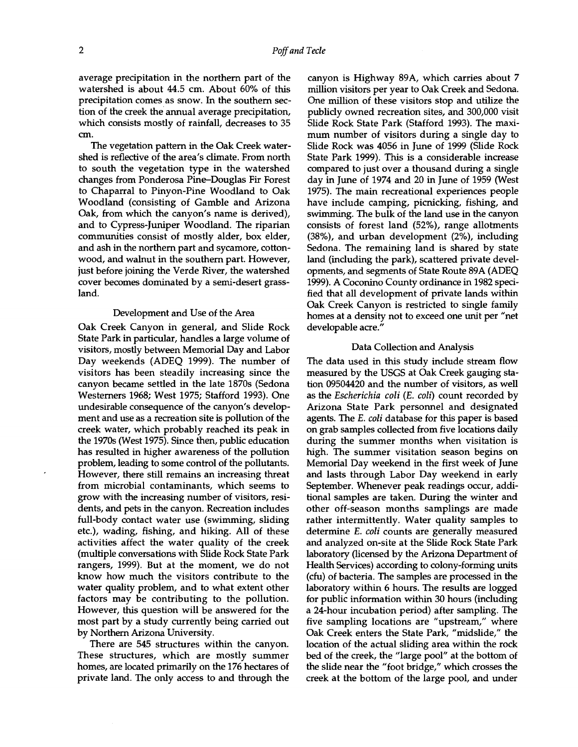average precipitation in the northern part of the watershed is about 44.5 cm. About 60% of this precipitation comes as snow. In the southern section of the creek the annual average precipitation, which consists mostly of rainfall, decreases to 35 cm.

The vegetation pattern in the Oak Creek watershed is reflective of the area's climate. From north to south the vegetation type in the watershed changes from Ponderosa Pine–Douglas Fir Forest to Chaparral to Pinyon-Pine Woodland to Oak Woodland (consisting of Gamble and Arizona Oak, from which the canyon's name is derived), and to Cypress-Juniper Woodland. The riparian communities consist of mostly alder, box elder, and ash in the northern part and sycamore, cottonwood, and walnut in the southern part. However, just before joining the Verde River, the watershed cover becomes dominated by a semi-desert grassland.

### Development and Use of the Area

Oak Creek Canyon in general, and Slide Rock State Park in particular, handles a large volume of visitors, mostly between Memorial Day and Labor Day weekends (ADEQ 1999). The number of visitors has been steadily increasing since the canyon became settled in the late 1870s (Sedona Westerners 1968; West 1975; Stafford 1993). One undesirable consequence of the canyon's development and use as a recreation site is pollution of the creek water, which probably reached its peak in the 1970s (West 1975). Since then, public education has resulted in higher awareness of the pollution problem, leading to some control of the pollutants. However, there still remains an increasing threat from microbial contaminants, which seems to grow with the increasing number of visitors, residents, and pets in the canyon. Recreation includes full-body contact water use (swimming, sliding etc.), wading, fishing, and hiking. All of these activities affect the water quality of the creek (multiple conversations with Slide Rock State Park rangers, 1999). But at the moment, we do not know how much the visitors contribute to the water quality problem, and to what extent other factors may be contributing to the pollution. However, this question will be answered for the most part by a study currently being carried out by Northern Arizona University.

There are 545 structures within the canyon. These structures, which are mostly summer homes, are located primarily on the 176 hectares of private land. The only access to and through the canyon is Highway 89A, which carries about 7 million visitors per year to Oak Creek and Sedona. One million of these visitors stop and utilize the publicly owned recreation sites, and 300,000 visit Slide Rock State Park (Stafford 1993). The maximum number of visitors during a single day to Slide Rock was 4056 in June of 1999 (Slide Rock State Park 1999). This is a considerable increase compared to just over a thousand during a single day in June of 1974 and 20 in June of 1959 (West 1975). The main recreational experiences people have include camping, picnicking, fishing, and swimming. The bulk of the land use in the canyon consists of forest land (52%), range allotments (38%), and urban development (2%), including Sedona. The remaining land is shared by state land (including the park), scattered private developments, and segments of State Route 89A (ADEQ 1999). A Coconino County ordinance in 1982 specified that all development of private lands within Oak Creek Canyon is restricted to single family homes at a density not to exceed one unit per "net developable acre."

### Data Collection and Analysis

The data used in this study include stream flow measured by the USGS at Oak Creek gauging station 09504420 and the number of visitors, as well as the *Escherichia coli* (*E. coli*) count recorded by Arizona State Park personnel and designated agents. The *E. coli* database for this paper is based on grab samples collected from five locations daily during the summer months when visitation is high. The summer visitation season begins on Memorial Day weekend in the first week of June and lasts through Labor Day weekend in early September. Whenever peak readings occur, additional samples are taken. During the winter and other off-season months samplings are made rather intermittently. Water quality samples to determine *E. coli* counts are generally measured and analyzed on-site at the Slide Rock State Park laboratory (licensed by the Arizona Department of Health Services) according to colony-forming units (cfu) of bacteria. The samples are processed in the laboratory within 6 hours. The results are logged for public information within 30 hours (including a 24-hour incubation period) after sampling. The five sampling locations are "upstream," where Oak Creek enters the State Park, "midslide," the location of the actual sliding area within the rock bed of the creek, the "large pool" at the bottom of the slide near the "foot bridge," which crosses the creek at the bottom of the large pool, and under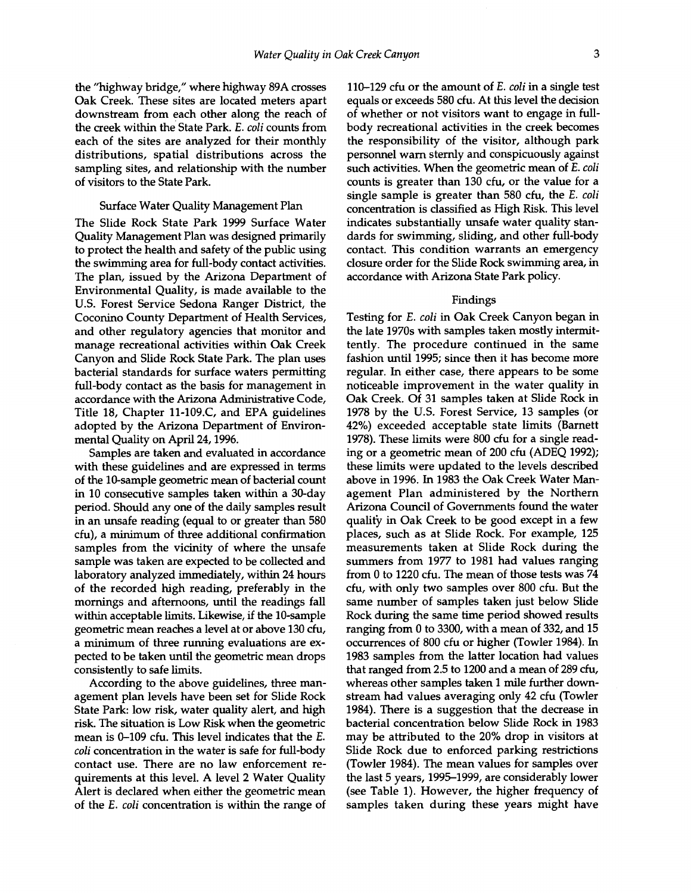the "highway bridge," where highway 89A crosses Oak Creek. These sites are located meters apart downstream from each other along the reach of the creek within the State Park. *E. coli* counts from each of the sites are analyzed for their monthly distributions, spatial distributions across the sampling sites, and relationship with the number of visitors to the State Park.

### Surface Water Quality Management Plan

The Slide Rock State Park 1999 Surface Water Quality Management Plan was designed primarily to protect the health and safety of the public using the swimming area for full-body contact activities. The plan, issued by the Arizona Department of Environmental Quality, is made available to the U.S. Forest Service Sedona Ranger District, the Coconino County Department of Health Services, and other regulatory agencies that monitor and manage recreational activities within Oak Creek Canyon and Slide Rock State Park. The plan uses bacterial standards for surface waters permitting full-body contact as the basis for management in accordance with the Arizona Administrative Code, Title 18, Chapter 11-109.C, and EPA guidelines adopted by the Arizona Department of Environmental Quality on April 24, 1996.

Samples are taken and evaluated in accordance with these guidelines and are expressed in terms of the 10-sample geometric mean of bacterial count in 10 consecutive samples taken within a 30-day period. Should any one of the daily samples result in an unsafe reading (equal to or greater than 580 cfu), a minimum of three additional confirmation samples from the vicinity of where the unsafe sample was taken are expected to be collected and laboratory analyzed immediately, within 24 hours of the recorded high reading, preferably in the mornings and afternoons, until the readings fall within acceptable limits. Likewise, if the 10-sample geometric mean reaches a level at or above 130 cfu, a minimum of three running evaluations are expected to be taken until the geometric mean drops consistently to safe limits.

According to the above guidelines, three management plan levels have been set for Slide Rock State Park: low risk, water quality alert, and high risk. The situation is Low Risk when the geometric mean is 0–109 cfu. This level indicates that the *E. coli* concentration in the water is safe for full-body contact use. There are no law enforcement requirements at this level. A level 2 Water Quality Alert is declared when either the geometric mean of the *E. coli* concentration is within the range of 110–129 cfu or the amount of *E. coli* in a single test equals or exceeds 580 cfu. At this level the decision of whether or not visitors want to engage in full-body recreational activities in the creek becomes the responsibility of the visitor, although park personnel warn sternly and conspicuously against such activities. When the geometric mean of *E. coli* counts is greater than 130 cfu, or the value for a single sample is greater than 580 cfu, the *E. coli* concentration is classified as High Risk. This level indicates substantially unsafe water quality standards for swimming, sliding, and other full-body contact. This condition warrants an emergency closure order for the Slide Rock swimming area, in accordance with Arizona State Park policy.

### Findings

Testing for *E. coli* in Oak Creek Canyon began in the late 1970s with samples taken mostly intermittently. The procedure continued in the same fashion until 1995; since then it has become more regular. In either case, there appears to be some noticeable improvement in the water quality in Oak Creek. Of 31 samples taken at Slide Rock in 1978 by the U.S. Forest Service, 13 samples (or 42%) exceeded acceptable state limits (Barnett 1978). These limits were 800 cfu for a single reading or a geometric mean of 200 cfu (ADEQ 1992); these limits were updated to the levels described above in 1996. In 1983 the Oak Creek Water Management Plan administered by the Northern Arizona Council of Governments found the water quality in Oak Creek to be good except in a few places, such as at Slide Rock. For example, 125 measurements taken at Slide Rock during the summers from 1977 to 1981 had values ranging from 0 to 1220 cfu. The mean of those tests was 74 cfu, with only two samples over 800 cfu. But the same number of samples taken just below Slide Rock during the same time period showed results ranging from 0 to 3300, with a mean of 332, and 15 occurrences of 800 cfu or higher (Towler 1984). In 1983 samples from the latter location had values that ranged from 2.5 to 1200 and a mean of 289 cfu, whereas other samples taken 1 mile further downstream had values averaging only 42 cfu (Towler 1984). There is a suggestion that the decrease in bacterial concentration below Slide Rock in 1983 may be attributed to the 20% drop in visitors at Slide Rock due to enforced parking restrictions (Towler 1984). The mean values for samples over the last 5 years, 1995–1999, are considerably lower (see Table 1). However, the higher frequency of samples taken during these years might have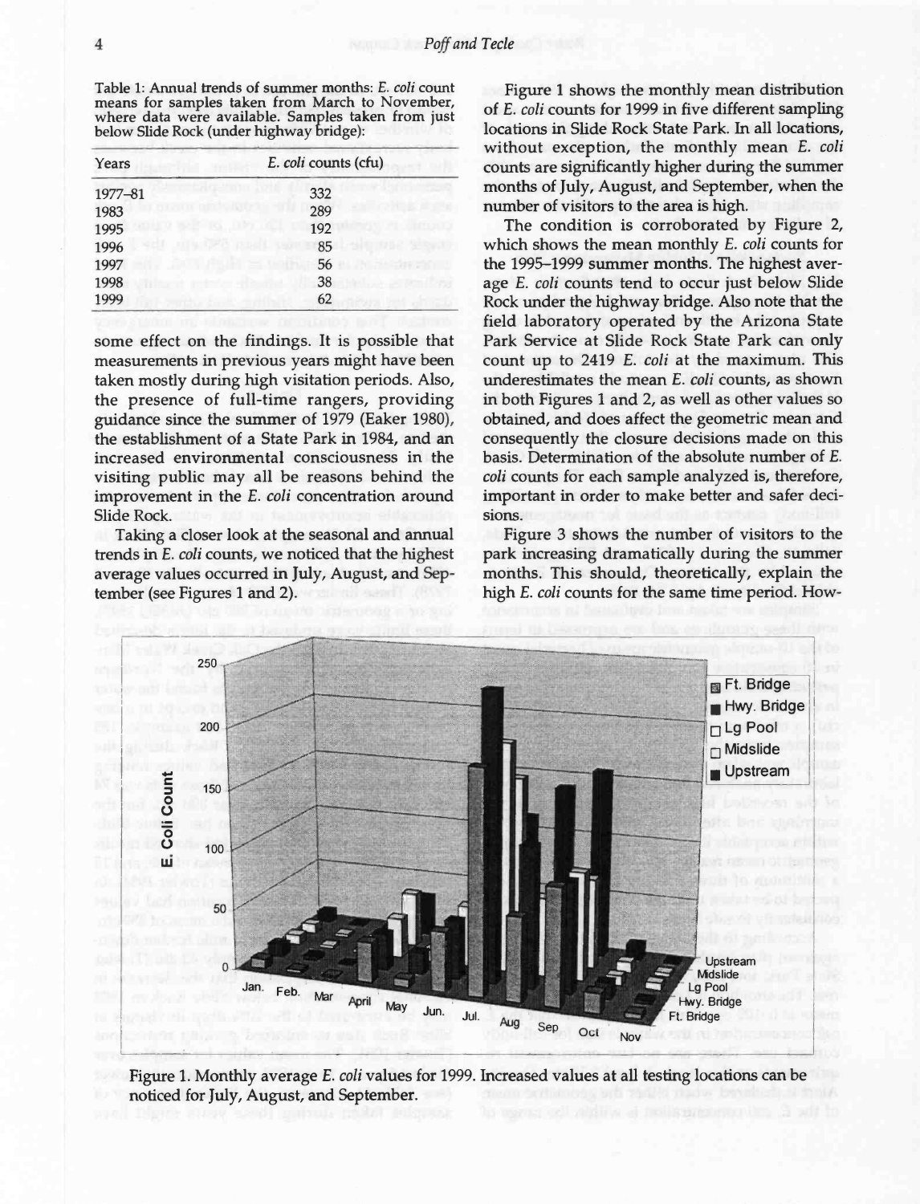Table 1: Annual trends of summer months: *E. coli* count means for samples taken from March to November, where data were available. Samples taken from just below Slide Rock (under highway bridge):

| Years | *E. coli* counts (cfu) |
|---|---|
| 1977–81 | 332 |
| 1983 | 289 |
| 1995 | 192 |
| 1996 | 85 |
| 1997 | 56 |
| 1998 | 38 |
| 1999 | 62 |

some effect on the findings. It is possible that measurements in previous years might have been taken mostly during high visitation periods. Also, the presence of full-time rangers, providing guidance since the summer of 1979 (Eaker 1980), the establishment of a State Park in 1984, and an increased environmental consciousness in the visiting public may all be reasons behind the improvement in the *E. coli* concentration around Slide Rock.

Taking a closer look at the seasonal and annual trends in *E. coli* counts, we noticed that the highest average values occurred in July, August, and September (see Figures 1 and 2).

Figure 1 shows the monthly mean distribution of *E. coli* counts for 1999 in five different sampling locations in Slide Rock State Park. In all locations, without exception, the monthly mean *E. coli* counts are significantly higher during the summer months of July, August, and September, when the number of visitors to the area is high.

The condition is corroborated by Figure 2, which shows the mean monthly *E. coli* counts for the 1995–1999 summer months. The highest average *E. coli* counts tend to occur just below Slide Rock under the highway bridge. Also note that the field laboratory operated by the Arizona State Park Service at Slide Rock State Park can only count up to 2419 *E. coli* at the maximum. This underestimates the mean *E. coli* counts, as shown in both Figures 1 and 2, as well as other values so obtained, and does affect the geometric mean and consequently the closure decisions made on this basis. Determination of the absolute number of *E. coli* counts for each sample analyzed is, therefore, important in order to make better and safer decisions.

Figure 3 shows the number of visitors to the park increasing dramatically during the summer months. This should, theoretically, explain the high *E. coli* counts for the same time period. How-

Figure 1. Monthly average *E. coli* values for 1999. Increased values at all testing locations can be noticed for July, August, and September.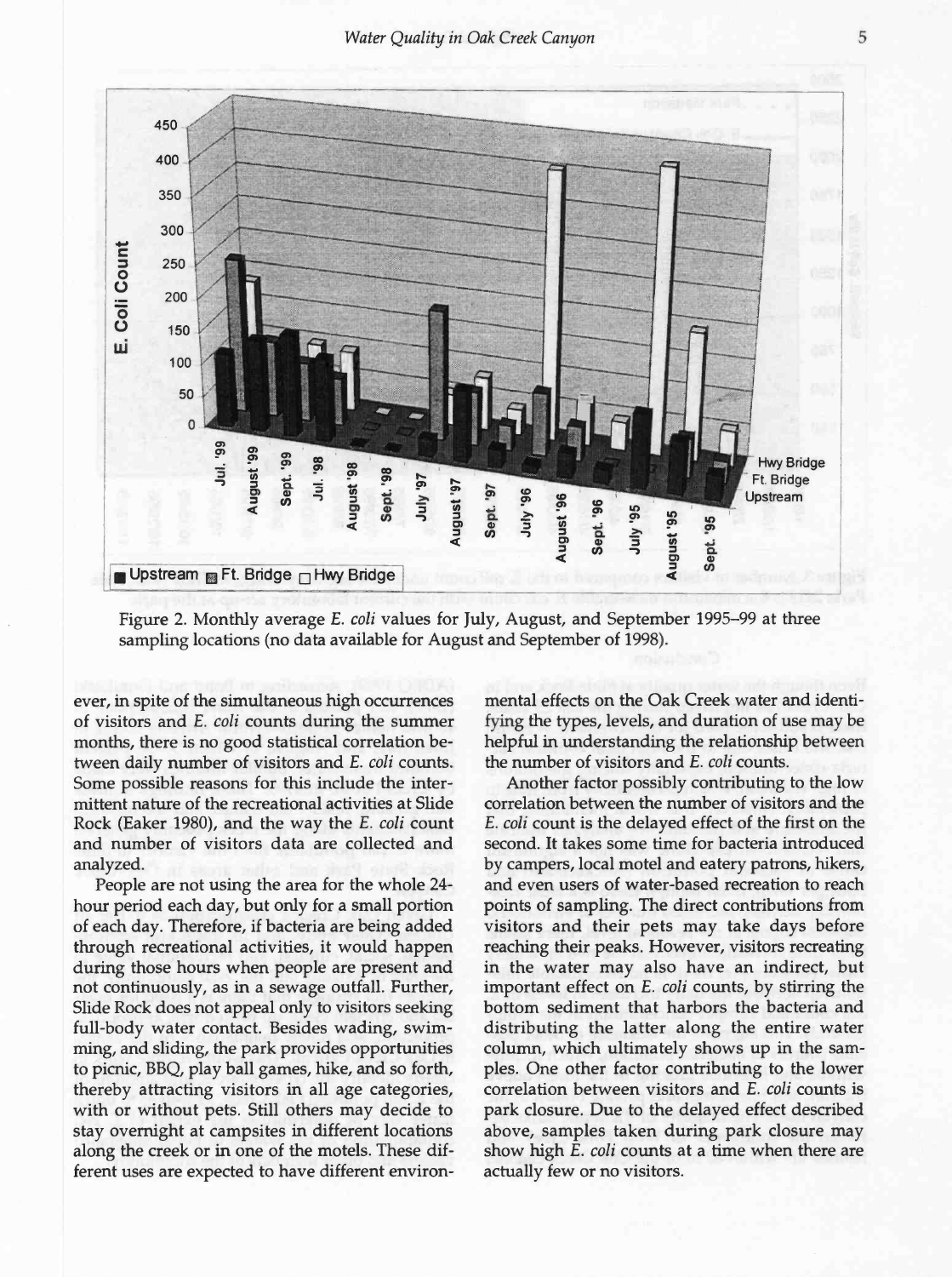Figure 2. Monthly average *E. coli* values for July, August, and September 1995–99 at three sampling locations (no data available for August and September of 1998).

ever, in spite of the simultaneous high occurrences of visitors and *E. coli* counts during the summer months, there is no good statistical correlation between daily number of visitors and *E. coli* counts. Some possible reasons for this include the intermittent nature of the recreational activities at Slide Rock (Eaker 1980), and the way the *E. coli* count and number of visitors data are collected and analyzed.

People are not using the area for the whole 24-hour period each day, but only for a small portion of each day. Therefore, if bacteria are being added through recreational activities, it would happen during those hours when people are present and not continuously, as in a sewage outfall. Further, Slide Rock does not appeal only to visitors seeking full-body water contact. Besides wading, swimming, and sliding, the park provides opportunities to picnic, BBQ, play ball games, hike, and so forth, thereby attracting visitors in all age categories, with or without pets. Still others may decide to stay overnight at campsites in different locations along the creek or in one of the motels. These different uses are expected to have different environmental effects on the Oak Creek water and identifying the types, levels, and duration of use may be helpful in understanding the relationship between the number of visitors and *E. coli* counts.

Another factor possibly contributing to the low correlation between the number of visitors and the *E. coli* count is the delayed effect of the first on the second. It takes some time for bacteria introduced by campers, local motel and eatery patrons, hikers, and even users of water-based recreation to reach points of sampling. The direct contributions from visitors and their pets may take days before reaching their peaks. However, visitors recreating in the water may also have an indirect, but important effect on *E. coli* counts, by stirring the bottom sediment that harbors the bacteria and distributing the latter along the entire water column, which ultimately shows up in the samples. One other factor contributing to the lower correlation between visitors and *E. coli* counts is park closure. Due to the delayed effect described above, samples taken during park closure may show high *E. coli* counts at a time when there are actually few or no visitors.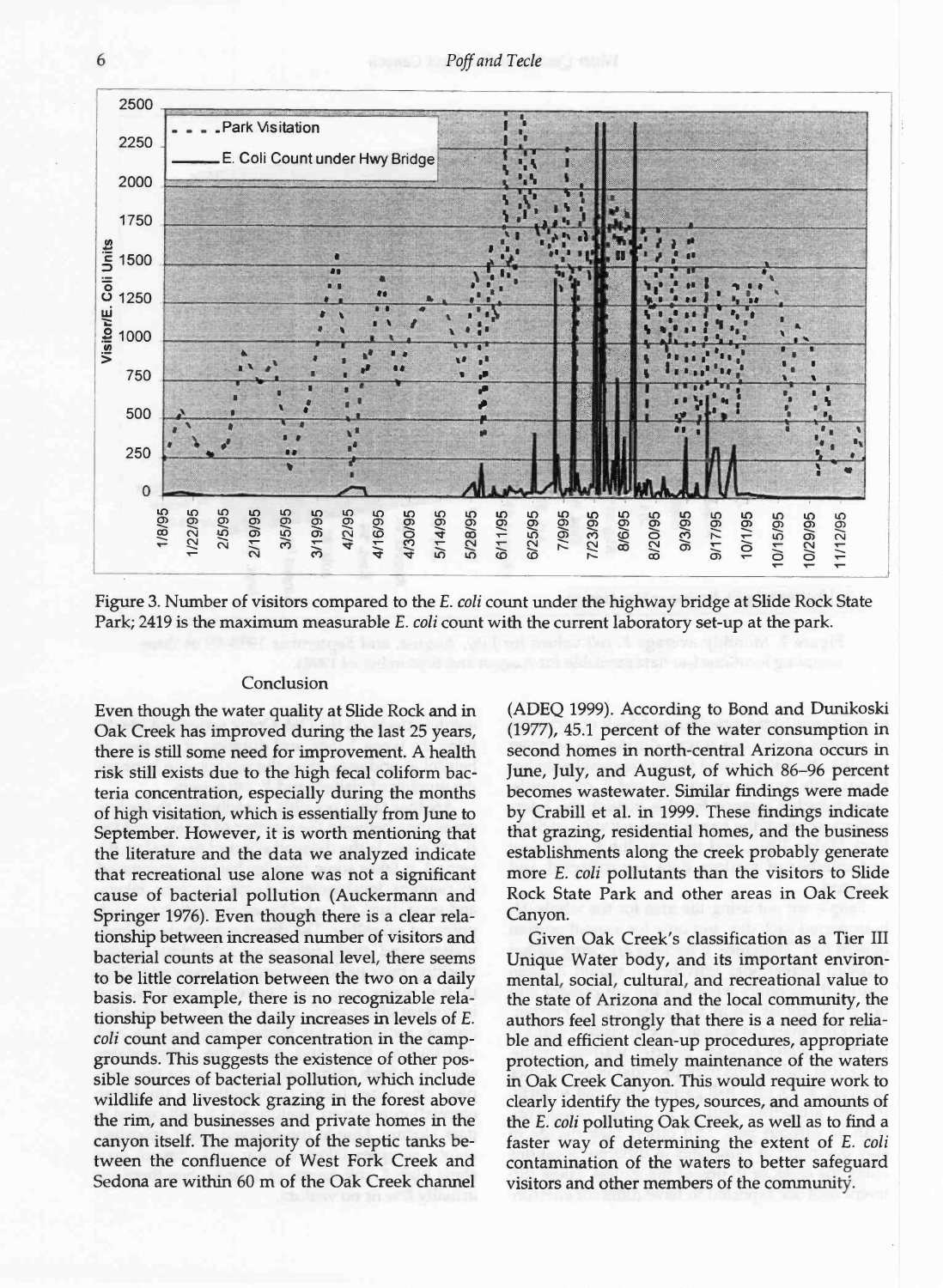Figure 3. Number of visitors compared to the *E. coli* count under the highway bridge at Slide Rock State Park; 2419 is the maximum measurable *E. coli* count with the current laboratory set-up at the park.

## Conclusion

Even though the water quality at Slide Rock and in Oak Creek has improved during the last 25 years, there is still some need for improvement. A health risk still exists due to the high fecal coliform bacteria concentration, especially during the months of high visitation, which is essentially from June to September. However, it is worth mentioning that the literature and the data we analyzed indicate that recreational use alone was not a significant cause of bacterial pollution (Auckermann and Springer 1976). Even though there is a clear relationship between increased number of visitors and bacterial counts at the seasonal level, there seems to be little correlation between the two on a daily basis. For example, there is no recognizable relationship between the daily increases in levels of *E. coli* count and camper concentration in the campgrounds. This suggests the existence of other possible sources of bacterial pollution, which include wildlife and livestock grazing in the forest above the rim, and businesses and private homes in the canyon itself. The majority of the septic tanks between the confluence of West Fork Creek and Sedona are within 60 m of the Oak Creek channel (ADEQ 1999). According to Bond and Dunikoski (1977), 45.1 percent of the water consumption in second homes in north-central Arizona occurs in June, July, and August, of which 86–96 percent becomes wastewater. Similar findings were made by Crabill et al. in 1999. These findings indicate that grazing, residential homes, and the business establishments along the creek probably generate more *E. coli* pollutants than the visitors to Slide Rock State Park and other areas in Oak Creek Canyon.

Given Oak Creek's classification as a Tier III Unique Water body, and its important environmental, social, cultural, and recreational value to the state of Arizona and the local community, the authors feel strongly that there is a need for reliable and efficient clean-up procedures, appropriate protection, and timely maintenance of the waters in Oak Creek Canyon. This would require work to clearly identify the types, sources, and amounts of the *E. coli* polluting Oak Creek, as well as to find a faster way of determining the extent of *E. coli* contamination of the waters to better safeguard visitors and other members of the community.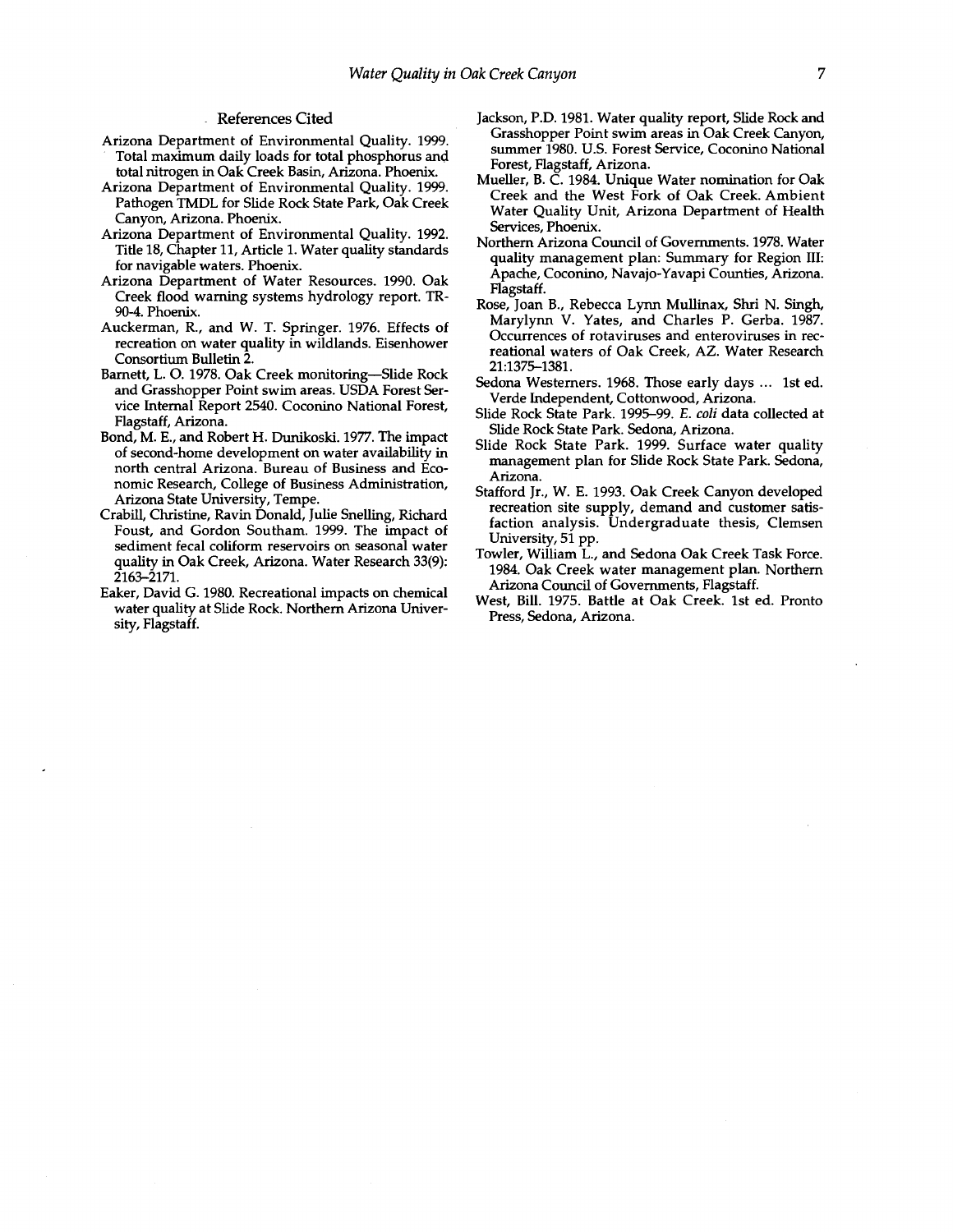## References Cited

Arizona Department of Environmental Quality. 1999. Total maximum daily loads for total phosphorus and total nitrogen in Oak Creek Basin, Arizona. Phoenix.

Arizona Department of Environmental Quality. 1999. Pathogen TMDL for Slide Rock State Park, Oak Creek Canyon, Arizona. Phoenix.

Arizona Department of Environmental Quality. 1992. Title 18, Chapter 11, Article 1. Water quality standards for navigable waters. Phoenix.

Arizona Department of Water Resources. 1990. Oak Creek flood warning systems hydrology report. TR-90-4. Phoenix.

Auckerman, R., and W. T. Springer. 1976. Effects of recreation on water quality in wildlands. Eisenhower Consortium Bulletin 2.

Barnett, L. O. 1978. Oak Creek monitoring—Slide Rock and Grasshopper Point swim areas. USDA Forest Service Internal Report 2540. Coconino National Forest, Flagstaff, Arizona.

Bond, M. E., and Robert H. Dunikoski. 1977. The impact of second-home development on water availability in north central Arizona. Bureau of Business and Economic Research, College of Business Administration, Arizona State University, Tempe.

Crabill, Christine, Ravin Donald, Julie Snelling, Richard Foust, and Gordon Southam. 1999. The impact of sediment fecal coliform reservoirs on seasonal water quality in Oak Creek, Arizona. Water Research 33(9): 2163–2171.

Eaker, David G. 1980. Recreational impacts on chemical water quality at Slide Rock. Northern Arizona University, Flagstaff.

Jackson, P.D. 1981. Water quality report, Slide Rock and Grasshopper Point swim areas in Oak Creek Canyon, summer 1980. U.S. Forest Service, Coconino National Forest, Flagstaff, Arizona.

Mueller, B. C. 1984. Unique Water nomination for Oak Creek and the West Fork of Oak Creek. Ambient Water Quality Unit, Arizona Department of Health Services, Phoenix.

Northern Arizona Council of Governments. 1978. Water quality management plan: Summary for Region III: Apache, Coconino, Navajo-Yavapi Counties, Arizona. Flagstaff.

Rose, Joan B., Rebecca Lynn Mullinax, Shri N. Singh, Marylynn V. Yates, and Charles P. Gerba. 1987. Occurrences of rotaviruses and enteroviruses in recreational waters of Oak Creek, AZ. Water Research 21:1375–1381.

Sedona Westerners. 1968. Those early days ... 1st ed. Verde Independent, Cottonwood, Arizona.

Slide Rock State Park. 1995–99. *E. coli* data collected at Slide Rock State Park. Sedona, Arizona.

Slide Rock State Park. 1999. Surface water quality management plan for Slide Rock State Park. Sedona, Arizona.

Stafford Jr., W. E. 1993. Oak Creek Canyon developed recreation site supply, demand and customer satisfaction analysis. Undergraduate thesis, Clemsen University, 51 pp.

Towler, William L., and Sedona Oak Creek Task Force. 1984. Oak Creek water management plan. Northern Arizona Council of Governments, Flagstaff.

West, Bill. 1975. Battle at Oak Creek. 1st ed. Pronto Press, Sedona, Arizona.